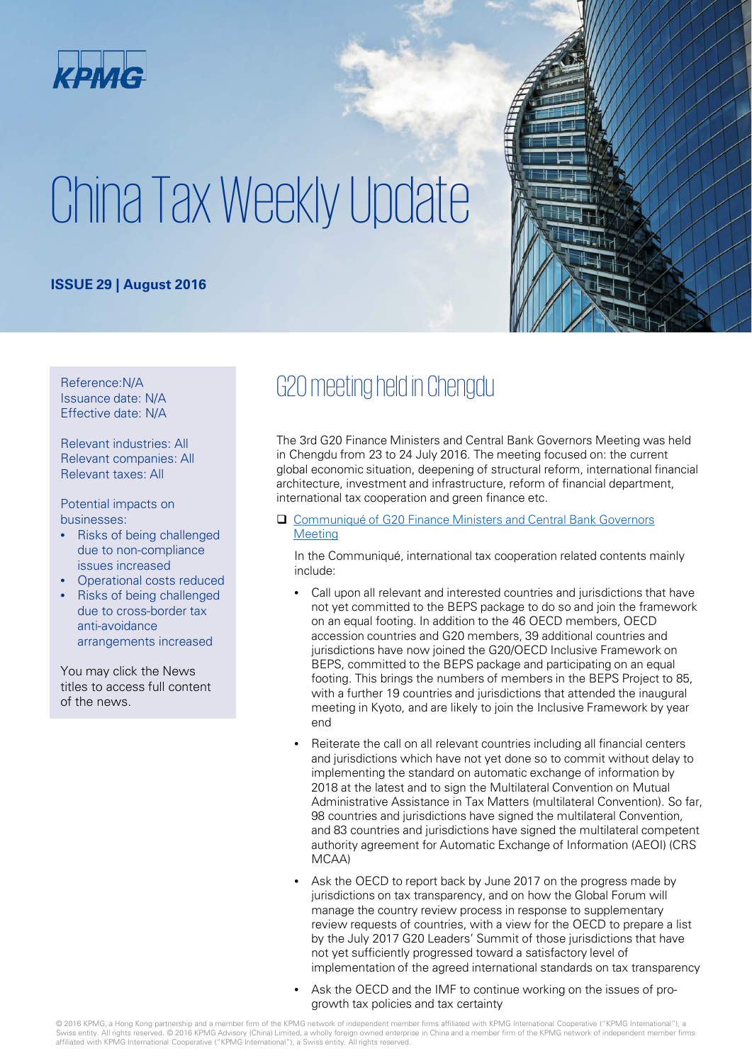# China Tax Weekly Update

**ISSUE 29 | August 2016**

Reference:N/A
Issuance date: N/A
Effective date: N/A

Relevant industries: All
Relevant companies: All
Relevant taxes: All

Potential impacts on businesses:

- Risks of being challenged due to non-compliance issues increased
- Operational costs reduced
- Risks of being challenged due to cross-border tax anti-avoidance arrangements increased

You may click the News titles to access full content of the news.

## G20 meeting held in Chengdu

The 3rd G20 Finance Ministers and Central Bank Governors Meeting was held in Chengdu from 23 to 24 July 2016. The meeting focused on: the current global economic situation, deepening of structural reform, international financial architecture, investment and infrastructure, reform of financial department, international tax cooperation and green finance etc.

❑ Communiqué of G20 Finance Ministers and Central Bank Governors Meeting

In the Communiqué, international tax cooperation related contents mainly include:

- Call upon all relevant and interested countries and jurisdictions that have not yet committed to the BEPS package to do so and join the framework on an equal footing. In addition to the 46 OECD members, OECD accession countries and G20 members, 39 additional countries and jurisdictions have now joined the G20/OECD Inclusive Framework on BEPS, committed to the BEPS package and participating on an equal footing. This brings the numbers of members in the BEPS Project to 85, with a further 19 countries and jurisdictions that attended the inaugural meeting in Kyoto, and are likely to join the Inclusive Framework by year end
- Reiterate the call on all relevant countries including all financial centers and jurisdictions which have not yet done so to commit without delay to implementing the standard on automatic exchange of information by 2018 at the latest and to sign the Multilateral Convention on Mutual Administrative Assistance in Tax Matters (multilateral Convention). So far, 98 countries and jurisdictions have signed the multilateral Convention, and 83 countries and jurisdictions have signed the multilateral competent authority agreement for Automatic Exchange of Information (AEOI) (CRS MCAA)
- Ask the OECD to report back by June 2017 on the progress made by jurisdictions on tax transparency, and on how the Global Forum will manage the country review process in response to supplementary review requests of countries, with a view for the OECD to prepare a list by the July 2017 G20 Leaders' Summit of those jurisdictions that have not yet sufficiently progressed toward a satisfactory level of implementation of the agreed international standards on tax transparency
- Ask the OECD and the IMF to continue working on the issues of pro-growth tax policies and tax certainty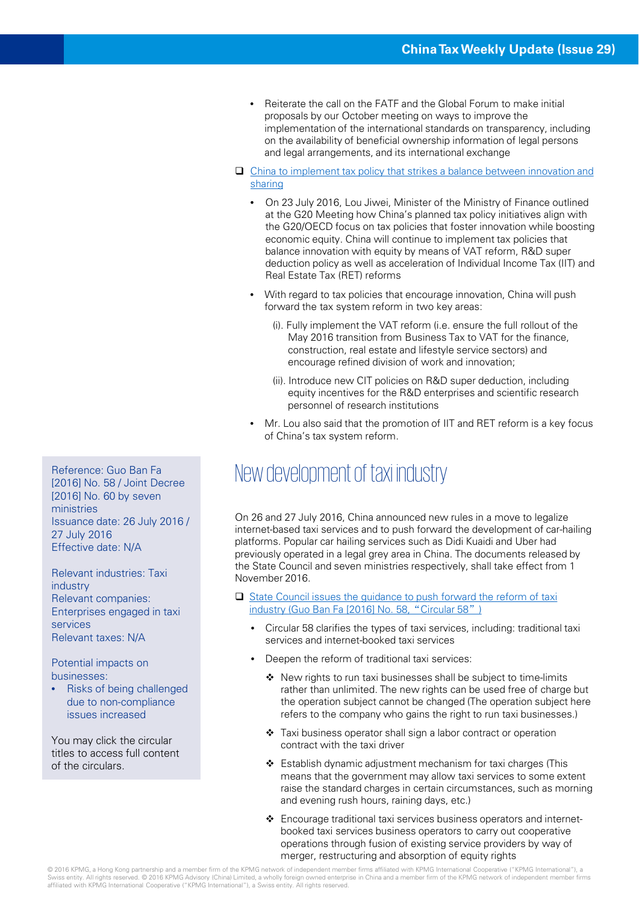- Reiterate the call on the FATF and the Global Forum to make initial proposals by our October meeting on ways to improve the implementation of the international standards on transparency, including on the availability of beneficial ownership information of legal persons and legal arrangements, and its international exchange

❑ China to implement tax policy that strikes a balance between innovation and sharing

- On 23 July 2016, Lou Jiwei, Minister of the Ministry of Finance outlined at the G20 Meeting how China's planned tax policy initiatives align with the G20/OECD focus on tax policies that foster innovation while boosting economic equity. China will continue to implement tax policies that balance innovation with equity by means of VAT reform, R&D super deduction policy as well as acceleration of Individual Income Tax (IIT) and Real Estate Tax (RET) reforms

- With regard to tax policies that encourage innovation, China will push forward the tax system reform in two key areas:

  (i). Fully implement the VAT reform (i.e. ensure the full rollout of the May 2016 transition from Business Tax to VAT for the finance, construction, real estate and lifestyle service sectors) and encourage refined division of work and innovation;

  (ii). Introduce new CIT policies on R&D super deduction, including equity incentives for the R&D enterprises and scientific research personnel of research institutions

- Mr. Lou also said that the promotion of IIT and RET reform is a key focus of China's tax system reform.

# New development of taxi industry

Reference: Guo Ban Fa [2016] No. 58 / Joint Decree [2016] No. 60 by seven ministries
Issuance date: 26 July 2016 / 27 July 2016
Effective date: N/A

Relevant industries: Taxi industry
Relevant companies: Enterprises engaged in taxi services
Relevant taxes: N/A

Potential impacts on businesses:
- Risks of being challenged due to non-compliance issues increased

You may click the circular titles to access full content of the circulars.

On 26 and 27 July 2016, China announced new rules in a move to legalize internet-based taxi services and to push forward the development of car-hailing platforms. Popular car hailing services such as Didi Kuaidi and Uber had previously operated in a legal grey area in China. The documents released by the State Council and seven ministries respectively, shall take effect from 1 November 2016.

❑ State Council issues the guidance to push forward the reform of taxi industry (Guo Ban Fa [2016] No. 58, "Circular 58")

- Circular 58 clarifies the types of taxi services, including: traditional taxi services and internet-booked taxi services
- Deepen the reform of traditional taxi services:
  - ❖ New rights to run taxi businesses shall be subject to time-limits rather than unlimited. The new rights can be used free of charge but the operation subject cannot be changed (The operation subject here refers to the company who gains the right to run taxi businesses.)
  - ❖ Taxi business operator shall sign a labor contract or operation contract with the taxi driver
  - ❖ Establish dynamic adjustment mechanism for taxi charges (This means that the government may allow taxi services to some extent raise the standard charges in certain circumstances, such as morning and evening rush hours, raining days, etc.)
  - ❖ Encourage traditional taxi services business operators and internet-booked taxi services business operators to carry out cooperative operations through fusion of existing service providers by way of merger, restructuring and absorption of equity rights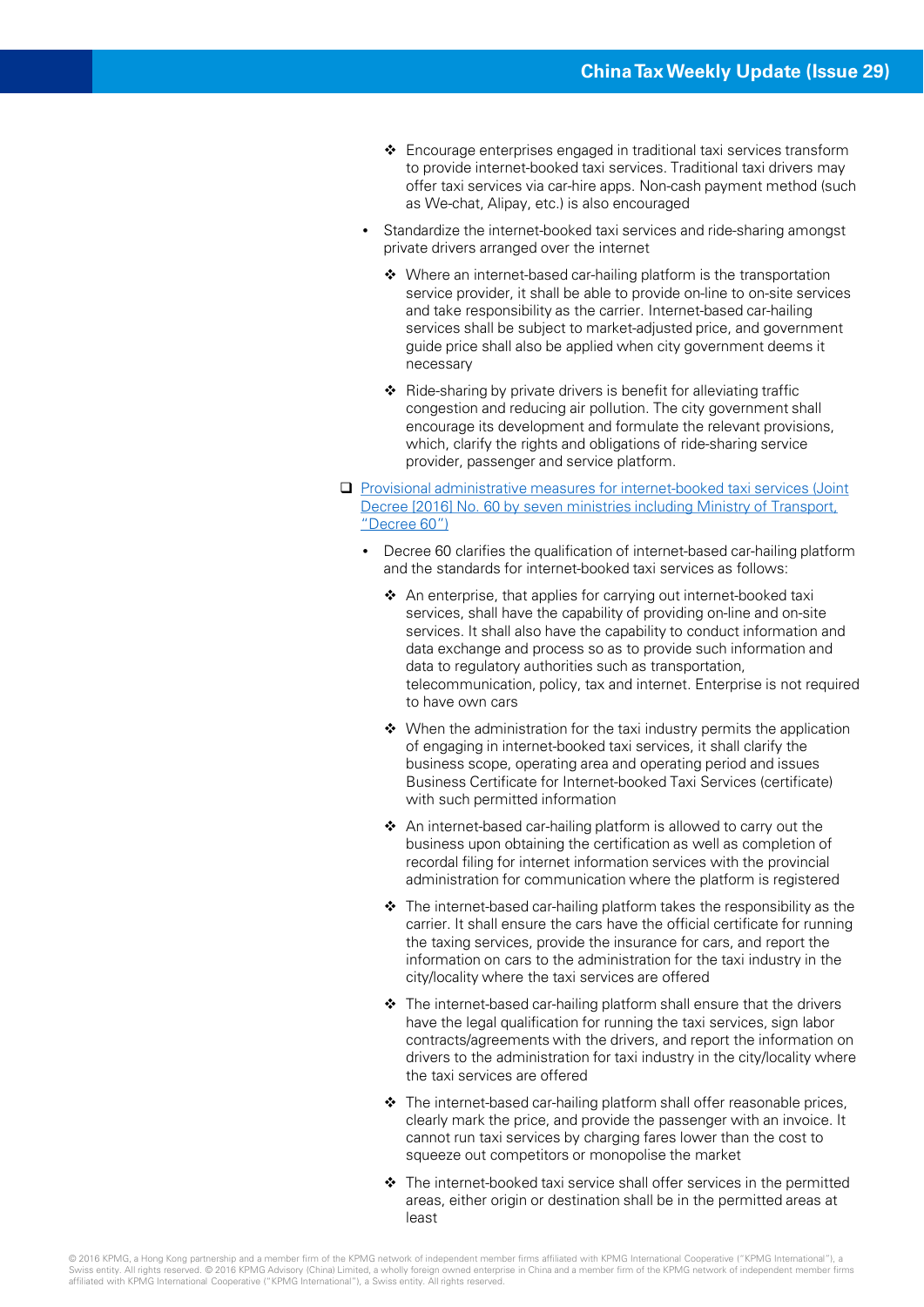- Encourage enterprises engaged in traditional taxi services transform to provide internet-booked taxi services. Traditional taxi drivers may offer taxi services via car-hire apps. Non-cash payment method (such as We-chat, Alipay, etc.) is also encouraged

- Standardize the internet-booked taxi services and ride-sharing amongst private drivers arranged over the internet
  - Where an internet-based car-hailing platform is the transportation service provider, it shall be able to provide on-line to on-site services and take responsibility as the carrier. Internet-based car-hailing services shall be subject to market-adjusted price, and government guide price shall also be applied when city government deems it necessary
  - Ride-sharing by private drivers is benefit for alleviating traffic congestion and reducing air pollution. The city government shall encourage its development and formulate the relevant provisions, which, clarify the rights and obligations of ride-sharing service provider, passenger and service platform.

❑ Provisional administrative measures for internet-booked taxi services (Joint Decree [2016] No. 60 by seven ministries including Ministry of Transport, "Decree 60")

- Decree 60 clarifies the qualification of internet-based car-hailing platform and the standards for internet-booked taxi services as follows:
  - An enterprise, that applies for carrying out internet-booked taxi services, shall have the capability of providing on-line and on-site services. It shall also have the capability to conduct information and data exchange and process so as to provide such information and data to regulatory authorities such as transportation, telecommunication, policy, tax and internet. Enterprise is not required to have own cars
  - When the administration for the taxi industry permits the application of engaging in internet-booked taxi services, it shall clarify the business scope, operating area and operating period and issues Business Certificate for Internet-booked Taxi Services (certificate) with such permitted information
  - An internet-based car-hailing platform is allowed to carry out the business upon obtaining the certification as well as completion of recordal filing for internet information services with the provincial administration for communication where the platform is registered
  - The internet-based car-hailing platform takes the responsibility as the carrier. It shall ensure the cars have the official certificate for running the taxing services, provide the insurance for cars, and report the information on cars to the administration for the taxi industry in the city/locality where the taxi services are offered
  - The internet-based car-hailing platform shall ensure that the drivers have the legal qualification for running the taxi services, sign labor contracts/agreements with the drivers, and report the information on drivers to the administration for taxi industry in the city/locality where the taxi services are offered
  - The internet-based car-hailing platform shall offer reasonable prices, clearly mark the price, and provide the passenger with an invoice. It cannot run taxi services by charging fares lower than the cost to squeeze out competitors or monopolise the market
  - The internet-booked taxi service shall offer services in the permitted areas, either origin or destination shall be in the permitted areas at least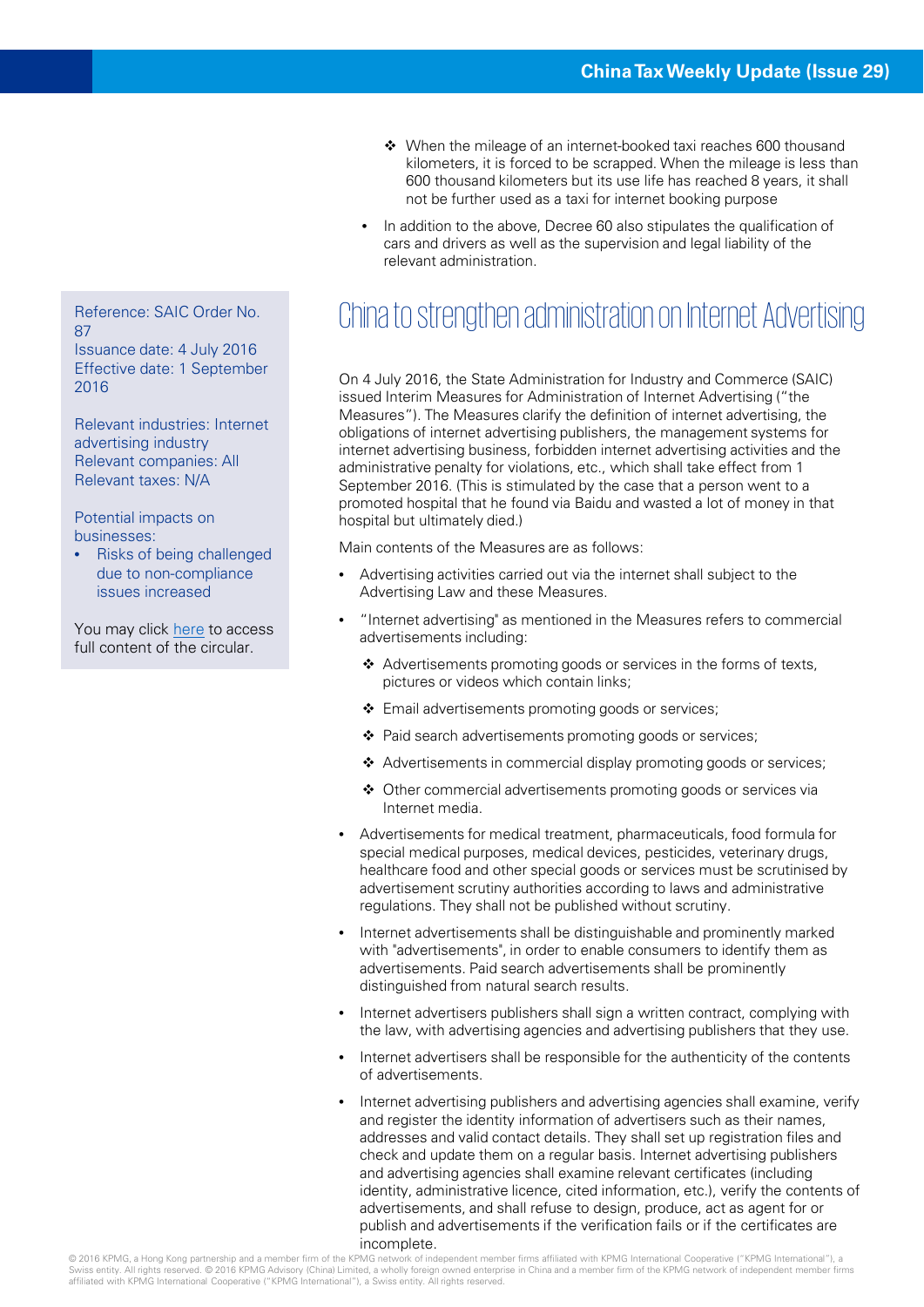- ❖ When the mileage of an internet-booked taxi reaches 600 thousand kilometers, it is forced to be scrapped. When the mileage is less than 600 thousand kilometers but its use life has reached 8 years, it shall not be further used as a taxi for internet booking purpose

- In addition to the above, Decree 60 also stipulates the qualification of cars and drivers as well as the supervision and legal liability of the relevant administration.

Reference: SAIC Order No. 87
Issuance date: 4 July 2016
Effective date: 1 September 2016

Relevant industries: Internet advertising industry
Relevant companies: All
Relevant taxes: N/A

Potential impacts on businesses:

- Risks of being challenged due to non-compliance issues increased

You may click here to access full content of the circular.

## China to strengthen administration on Internet Advertising

On 4 July 2016, the State Administration for Industry and Commerce (SAIC) issued Interim Measures for Administration of Internet Advertising ("the Measures"). The Measures clarify the definition of internet advertising, the obligations of internet advertising publishers, the management systems for internet advertising business, forbidden internet advertising activities and the administrative penalty for violations, etc., which shall take effect from 1 September 2016. (This is stimulated by the case that a person went to a promoted hospital that he found via Baidu and wasted a lot of money in that hospital but ultimately died.)

Main contents of the Measures are as follows:

- Advertising activities carried out via the internet shall subject to the Advertising Law and these Measures.
- "Internet advertising" as mentioned in the Measures refers to commercial advertisements including:
  - ❖ Advertisements promoting goods or services in the forms of texts, pictures or videos which contain links;
  - ❖ Email advertisements promoting goods or services;
  - ❖ Paid search advertisements promoting goods or services;
  - ❖ Advertisements in commercial display promoting goods or services;
  - ❖ Other commercial advertisements promoting goods or services via Internet media.
- Advertisements for medical treatment, pharmaceuticals, food formula for special medical purposes, medical devices, pesticides, veterinary drugs, healthcare food and other special goods or services must be scrutinised by advertisement scrutiny authorities according to laws and administrative regulations. They shall not be published without scrutiny.
- Internet advertisements shall be distinguishable and prominently marked with "advertisements", in order to enable consumers to identify them as advertisements. Paid search advertisements shall be prominently distinguished from natural search results.
- Internet advertisers publishers shall sign a written contract, complying with the law, with advertising agencies and advertising publishers that they use.
- Internet advertisers shall be responsible for the authenticity of the contents of advertisements.
- Internet advertising publishers and advertising agencies shall examine, verify and register the identity information of advertisers such as their names, addresses and valid contact details. They shall set up registration files and check and update them on a regular basis. Internet advertising publishers and advertising agencies shall examine relevant certificates (including identity, administrative licence, cited information, etc.), verify the contents of advertisements, and shall refuse to design, produce, act as agent for or publish and advertisements if the verification fails or if the certificates are incomplete.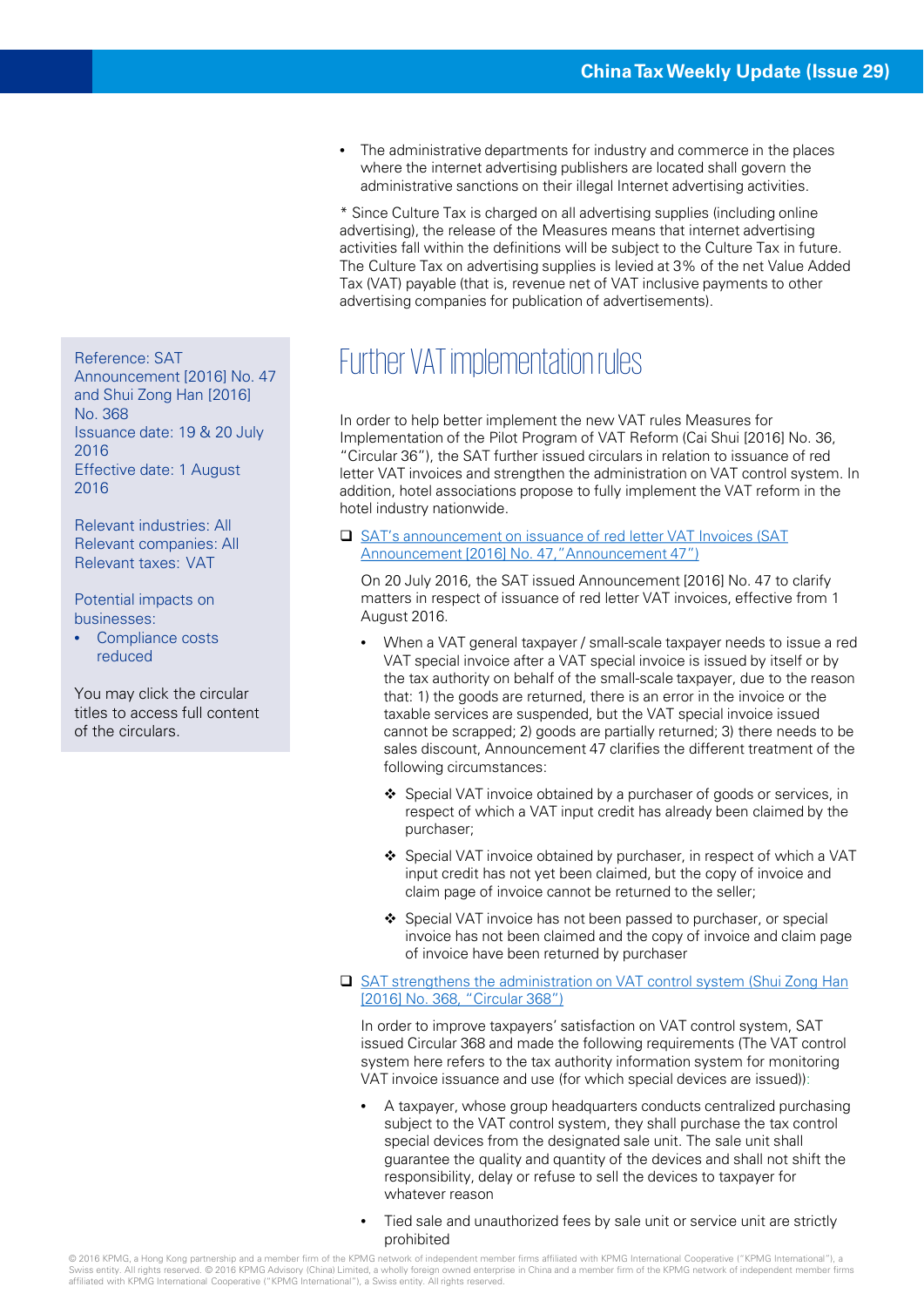- The administrative departments for industry and commerce in the places where the internet advertising publishers are located shall govern the administrative sanctions on their illegal Internet advertising activities.

* Since Culture Tax is charged on all advertising supplies (including online advertising), the release of the Measures means that internet advertising activities fall within the definitions will be subject to the Culture Tax in future. The Culture Tax on advertising supplies is levied at 3% of the net Value Added Tax (VAT) payable (that is, revenue net of VAT inclusive payments to other advertising companies for publication of advertisements).

## Further VAT implementation rules

Reference: SAT Announcement [2016] No. 47 and Shui Zong Han [2016] No. 368
Issuance date: 19 & 20 July 2016
Effective date: 1 August 2016

Relevant industries: All
Relevant companies: All
Relevant taxes: VAT

Potential impacts on businesses:

- Compliance costs reduced

You may click the circular titles to access full content of the circulars.

In order to help better implement the new VAT rules Measures for Implementation of the Pilot Program of VAT Reform (Cai Shui [2016] No. 36, "Circular 36"), the SAT further issued circulars in relation to issuance of red letter VAT invoices and strengthen the administration on VAT control system. In addition, hotel associations propose to fully implement the VAT reform in the hotel industry nationwide.

- SAT's announcement on issuance of red letter VAT Invoices (SAT Announcement [2016] No. 47, "Announcement 47")

  On 20 July 2016, the SAT issued Announcement [2016] No. 47 to clarify matters in respect of issuance of red letter VAT invoices, effective from 1 August 2016.

  - When a VAT general taxpayer / small-scale taxpayer needs to issue a red VAT special invoice after a VAT special invoice is issued by itself or by the tax authority on behalf of the small-scale taxpayer, due to the reason that: 1) the goods are returned, there is an error in the invoice or the taxable services are suspended, but the VAT special invoice issued cannot be scrapped; 2) goods are partially returned; 3) there needs to be sales discount, Announcement 47 clarifies the different treatment of the following circumstances:

    - Special VAT invoice obtained by a purchaser of goods or services, in respect of which a VAT input credit has already been claimed by the purchaser;
    - Special VAT invoice obtained by purchaser, in respect of which a VAT input credit has not yet been claimed, but the copy of invoice and claim page of invoice cannot be returned to the seller;
    - Special VAT invoice has not been passed to purchaser, or special invoice has not been claimed and the copy of invoice and claim page of invoice have been returned by purchaser

- SAT strengthens the administration on VAT control system (Shui Zong Han [2016] No. 368, "Circular 368")

  In order to improve taxpayers' satisfaction on VAT control system, SAT issued Circular 368 and made the following requirements (The VAT control system here refers to the tax authority information system for monitoring VAT invoice issuance and use (for which special devices are issued)):

  - A taxpayer, whose group headquarters conducts centralized purchasing subject to the VAT control system, they shall purchase the tax control special devices from the designated sale unit. The sale unit shall guarantee the quality and quantity of the devices and shall not shift the responsibility, delay or refuse to sell the devices to taxpayer for whatever reason
  - Tied sale and unauthorized fees by sale unit or service unit are strictly prohibited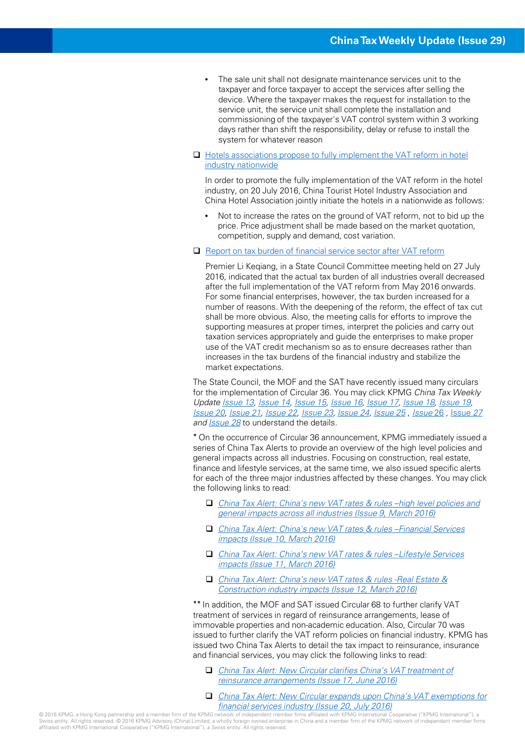- The sale unit shall not designate maintenance services unit to the taxpayer and force taxpayer to accept the services after selling the device. Where the taxpayer makes the request for installation to the service unit, the service unit shall complete the installation and commissioning of the taxpayer's VAT control system within 3 working days rather than shift the responsibility, delay or refuse to install the system for whatever reason

❑ Hotels associations propose to fully implement the VAT reform in hotel industry nationwide

In order to promote the fully implementation of the VAT reform in the hotel industry, on 20 July 2016, China Tourist Hotel Industry Association and China Hotel Association jointly initiate the hotels in a nationwide as follows:

- Not to increase the rates on the ground of VAT reform, not to bid up the price. Price adjustment shall be made based on the market quotation, competition, supply and demand, cost variation.

❑ Report on tax burden of financial service sector after VAT reform

Premier Li Keqiang, in a State Council Committee meeting held on 27 July 2016, indicated that the actual tax burden of all industries overall decreased after the full implementation of the VAT reform from May 2016 onwards. For some financial enterprises, however, the tax burden increased for a number of reasons. With the deepening of the reform, the effect of tax cut shall be more obvious. Also, the meeting calls for efforts to improve the supporting measures at proper times, interpret the policies and carry out taxation services appropriately and guide the enterprises to make proper use of the VAT credit mechanism so as to ensure decreases rather than increases in the tax burdens of the financial industry and stabilize the market expectations.

The State Council, the MOF and the SAT have recently issued many circulars for the implementation of Circular 36. You may click KPMG *China Tax Weekly Update* *Issue 13*, *Issue 14*, *Issue 15*, *Issue 16*, *Issue 17*, *Issue 18*, *Issue 19*, *Issue 20*, *Issue 21*, *Issue 22*, *Issue 23*, *Issue 24*, *Issue 25* , *Issue* 26 , Issue 27 *and Issue 28* to understand the details.

\* On the occurrence of Circular 36 announcement, KPMG immediately issued a series of China Tax Alerts to provide an overview of the high level policies and general impacts across all industries. Focusing on construction, real estate, finance and lifestyle services, at the same time, we also issued specific alerts for each of the three major industries affected by these changes. You may click the following links to read:

❑ *China Tax Alert: China's new VAT rates & rules –high level policies and general impacts across all industries (Issue 9, March 2016)*

❑ *China Tax Alert: China's new VAT rates & rules –Financial Services impacts (Issue 10, March 2016)*

❑ *China Tax Alert: China's new VAT rates & rules –Lifestyle Services impacts (Issue 11, March 2016)*

❑ *China Tax Alert: China's new VAT rates & rules -Real Estate & Construction industry impacts (Issue 12, March 2016)*

\*\* In addition, the MOF and SAT issued Circular 68 to further clarify VAT treatment of services in regard of reinsurance arrangements, lease of immovable properties and non-academic education. Also, Circular 70 was issued to further clarify the VAT reform policies on financial industry. KPMG has issued two China Tax Alerts to detail the tax impact to reinsurance, insurance and financial services, you may click the following links to read:

❑ *China Tax Alert: New Circular clarifies China's VAT treatment of reinsurance arrangements (Issue 17, June 2016)*

❑ *China Tax Alert: New Circular expands upon China's VAT exemptions for financial services industry (Issue 20, July 2016)*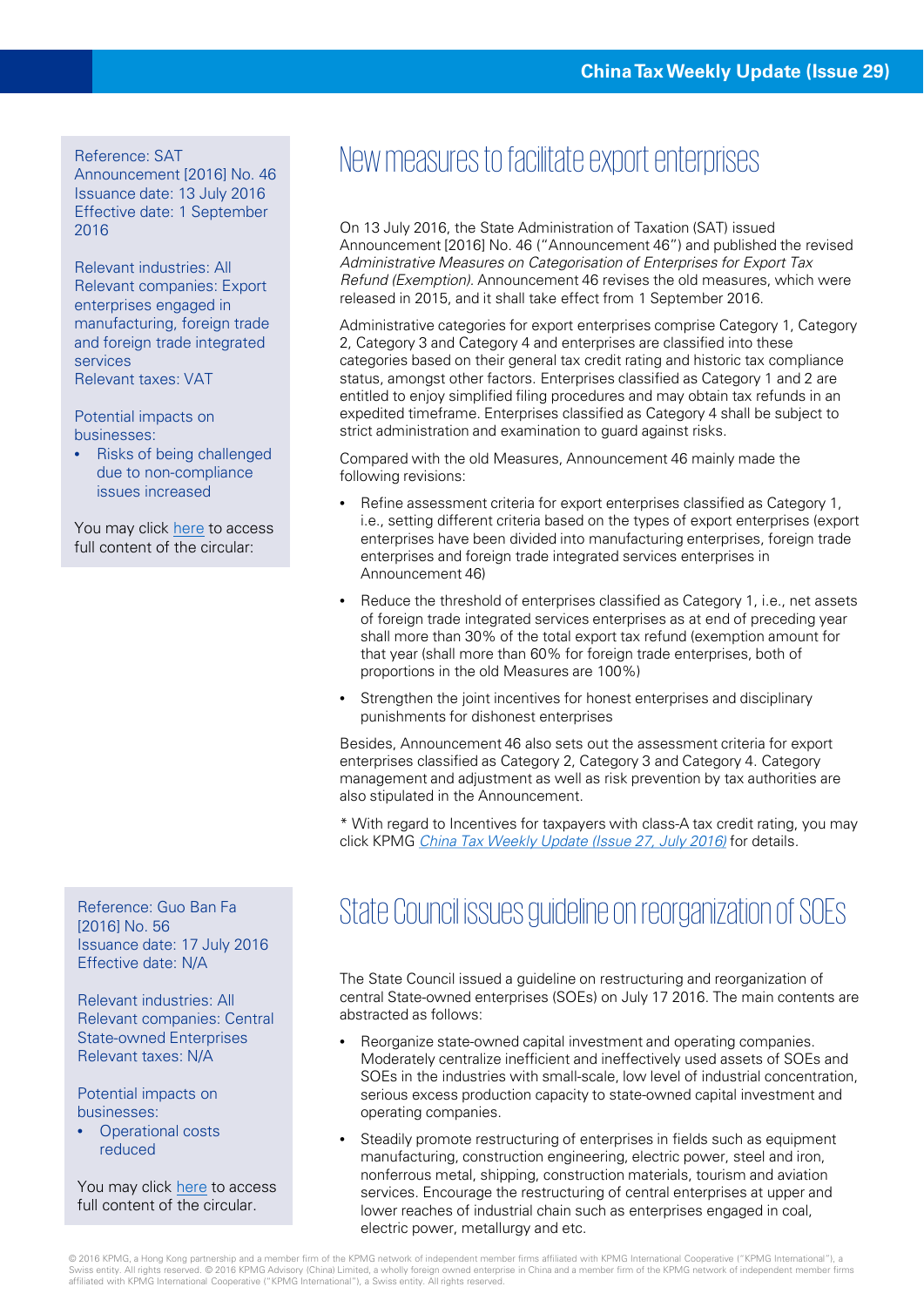Reference: SAT Announcement [2016] No. 46
Issuance date: 13 July 2016
Effective date: 1 September 2016

Relevant industries: All
Relevant companies: Export enterprises engaged in manufacturing, foreign trade and foreign trade integrated services
Relevant taxes: VAT

Potential impacts on businesses:

- Risks of being challenged due to non-compliance issues increased

You may click here to access full content of the circular:

## New measures to facilitate export enterprises

On 13 July 2016, the State Administration of Taxation (SAT) issued Announcement [2016] No. 46 ("Announcement 46") and published the revised *Administrative Measures on Categorisation of Enterprises for Export Tax Refund (Exemption)*. Announcement 46 revises the old measures, which were released in 2015, and it shall take effect from 1 September 2016.

Administrative categories for export enterprises comprise Category 1, Category 2, Category 3 and Category 4 and enterprises are classified into these categories based on their general tax credit rating and historic tax compliance status, amongst other factors. Enterprises classified as Category 1 and 2 are entitled to enjoy simplified filing procedures and may obtain tax refunds in an expedited timeframe. Enterprises classified as Category 4 shall be subject to strict administration and examination to guard against risks.

Compared with the old Measures, Announcement 46 mainly made the following revisions:

- Refine assessment criteria for export enterprises classified as Category 1, i.e., setting different criteria based on the types of export enterprises (export enterprises have been divided into manufacturing enterprises, foreign trade enterprises and foreign trade integrated services enterprises in Announcement 46)
- Reduce the threshold of enterprises classified as Category 1, i.e., net assets of foreign trade integrated services enterprises as at end of preceding year shall more than 30% of the total export tax refund (exemption amount for that year (shall more than 60% for foreign trade enterprises, both of proportions in the old Measures are 100%)
- Strengthen the joint incentives for honest enterprises and disciplinary punishments for dishonest enterprises

Besides, Announcement 46 also sets out the assessment criteria for export enterprises classified as Category 2, Category 3 and Category 4. Category management and adjustment as well as risk prevention by tax authorities are also stipulated in the Announcement.

* With regard to Incentives for taxpayers with class-A tax credit rating, you may click KPMG *China Tax Weekly Update (Issue 27, July 2016)* for details.

Reference: Guo Ban Fa [2016] No. 56
Issuance date: 17 July 2016
Effective date: N/A

Relevant industries: All
Relevant companies: Central State-owned Enterprises
Relevant taxes: N/A

Potential impacts on businesses:

- Operational costs reduced

You may click here to access full content of the circular.

## State Council issues guideline on reorganization of SOEs

The State Council issued a guideline on restructuring and reorganization of central State-owned enterprises (SOEs) on July 17 2016. The main contents are abstracted as follows:

- Reorganize state-owned capital investment and operating companies. Moderately centralize inefficient and ineffectively used assets of SOEs and SOEs in the industries with small-scale, low level of industrial concentration, serious excess production capacity to state-owned capital investment and operating companies.
- Steadily promote restructuring of enterprises in fields such as equipment manufacturing, construction engineering, electric power, steel and iron, nonferrous metal, shipping, construction materials, tourism and aviation services. Encourage the restructuring of central enterprises at upper and lower reaches of industrial chain such as enterprises engaged in coal, electric power, metallurgy and etc.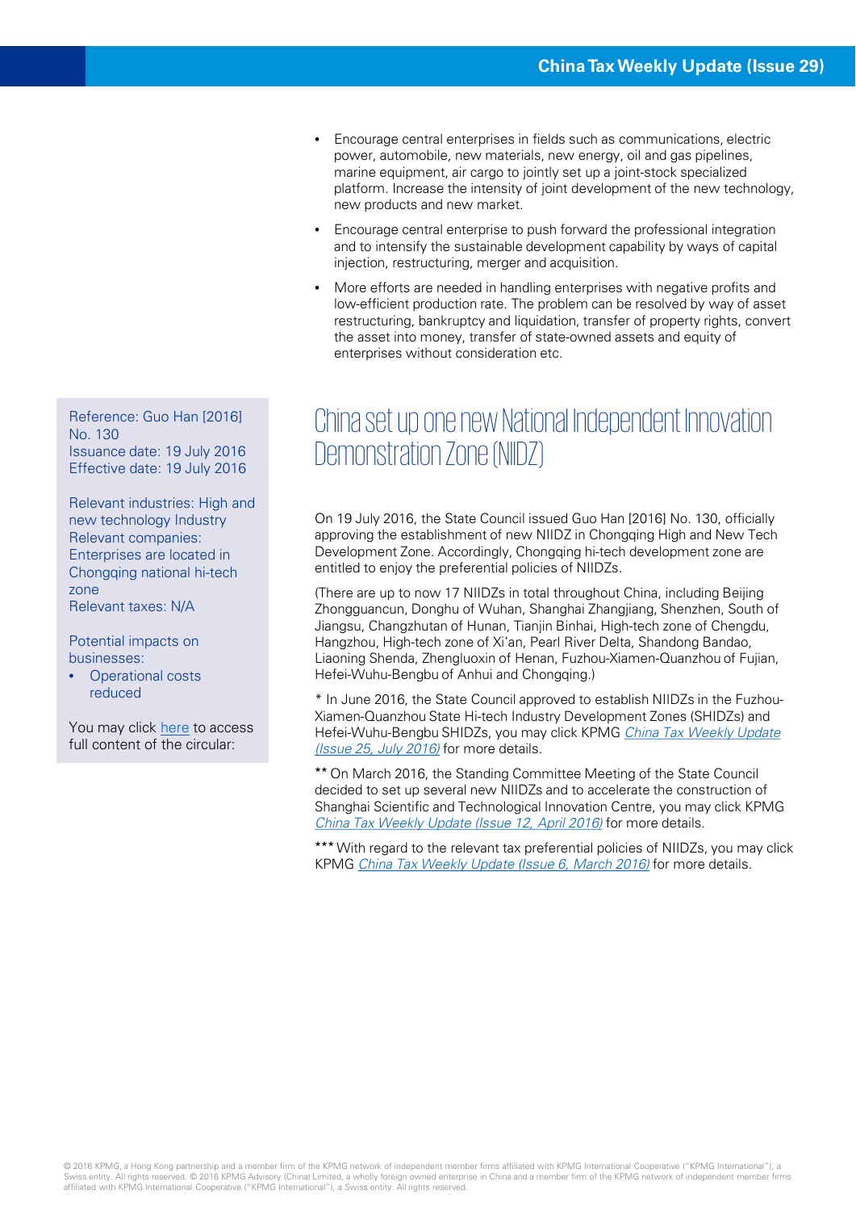- Encourage central enterprises in fields such as communications, electric power, automobile, new materials, new energy, oil and gas pipelines, marine equipment, air cargo to jointly set up a joint-stock specialized platform. Increase the intensity of joint development of the new technology, new products and new market.
- Encourage central enterprise to push forward the professional integration and to intensify the sustainable development capability by ways of capital injection, restructuring, merger and acquisition.
- More efforts are needed in handling enterprises with negative profits and low-efficient production rate. The problem can be resolved by way of asset restructuring, bankruptcy and liquidation, transfer of property rights, convert the asset into money, transfer of state-owned assets and equity of enterprises without consideration etc.

Reference: Guo Han [2016] No. 130
Issuance date: 19 July 2016
Effective date: 19 July 2016

Relevant industries: High and new technology Industry
Relevant companies: Enterprises are located in Chongqing national hi-tech zone
Relevant taxes: N/A

Potential impacts on businesses:
- Operational costs reduced

You may click here to access full content of the circular:

## China set up one new National Independent Innovation Demonstration Zone (NIIDZ)

On 19 July 2016, the State Council issued Guo Han [2016] No. 130, officially approving the establishment of new NIIDZ in Chongqing High and New Tech Development Zone. Accordingly, Chongqing hi-tech development zone are entitled to enjoy the preferential policies of NIIDZs.

(There are up to now 17 NIIDZs in total throughout China, including Beijing Zhongguancun, Donghu of Wuhan, Shanghai Zhangjiang, Shenzhen, South of Jiangsu, Changzhutan of Hunan, Tianjin Binhai, High-tech zone of Chengdu, Hangzhou, High-tech zone of Xi'an, Pearl River Delta, Shandong Bandao, Liaoning Shenda, Zhengluoxin of Henan, Fuzhou-Xiamen-Quanzhou of Fujian, Hefei-Wuhu-Bengbu of Anhui and Chongqing.)

* In June 2016, the State Council approved to establish NIIDZs in the Fuzhou-Xiamen-Quanzhou State Hi-tech Industry Development Zones (SHIDZs) and Hefei-Wuhu-Bengbu SHIDZs, you may click KPMG *China Tax Weekly Update (Issue 25, July 2016)* for more details.

** On March 2016, the Standing Committee Meeting of the State Council decided to set up several new NIIDZs and to accelerate the construction of Shanghai Scientific and Technological Innovation Centre, you may click KPMG *China Tax Weekly Update (Issue 12, April 2016)* for more details.

*** With regard to the relevant tax preferential policies of NIIDZs, you may click KPMG *China Tax Weekly Update (Issue 6, March 2016)* for more details.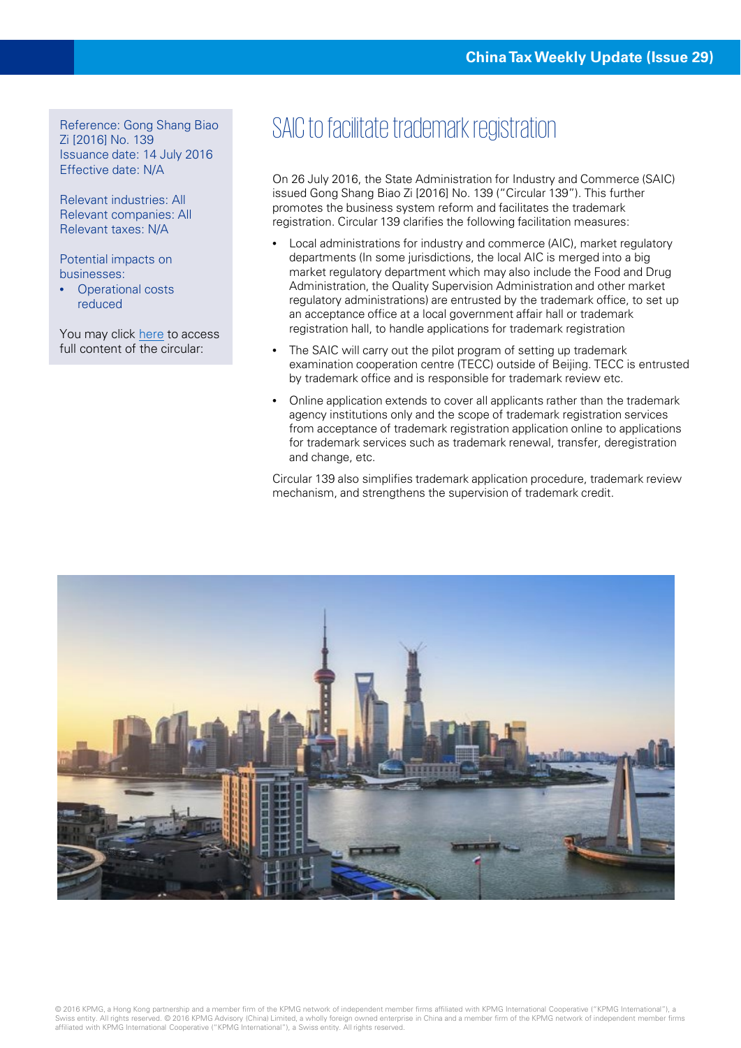Reference: Gong Shang Biao Zi [2016] No. 139
Issuance date: 14 July 2016
Effective date: N/A

Relevant industries: All
Relevant companies: All
Relevant taxes: N/A

Potential impacts on businesses:

- Operational costs reduced

You may click here to access full content of the circular:

# SAIC to facilitate trademark registration

On 26 July 2016, the State Administration for Industry and Commerce (SAIC) issued Gong Shang Biao Zi [2016] No. 139 ("Circular 139"). This further promotes the business system reform and facilitates the trademark registration. Circular 139 clarifies the following facilitation measures:

- Local administrations for industry and commerce (AIC), market regulatory departments (In some jurisdictions, the local AIC is merged into a big market regulatory department which may also include the Food and Drug Administration, the Quality Supervision Administration and other market regulatory administrations) are entrusted by the trademark office, to set up an acceptance office at a local government affair hall or trademark registration hall, to handle applications for trademark registration
- The SAIC will carry out the pilot program of setting up trademark examination cooperation centre (TECC) outside of Beijing. TECC is entrusted by trademark office and is responsible for trademark review etc.
- Online application extends to cover all applicants rather than the trademark agency institutions only and the scope of trademark registration services from acceptance of trademark registration application online to applications for trademark services such as trademark renewal, transfer, deregistration and change, etc.

Circular 139 also simplifies trademark application procedure, trademark review mechanism, and strengthens the supervision of trademark credit.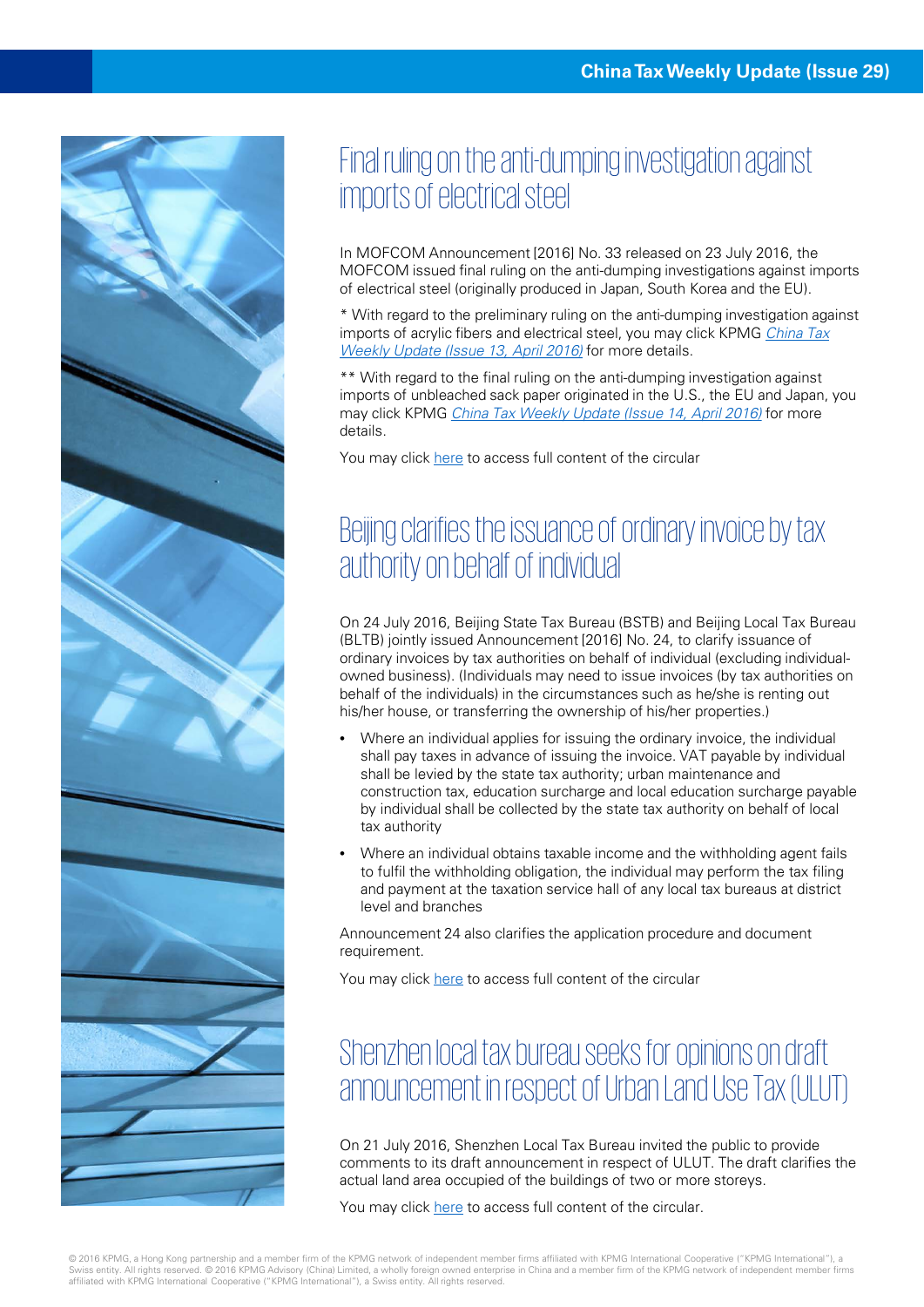## Final ruling on the anti-dumping investigation against imports of electrical steel

In MOFCOM Announcement [2016] No. 33 released on 23 July 2016, the MOFCOM issued final ruling on the anti-dumping investigations against imports of electrical steel (originally produced in Japan, South Korea and the EU).

* With regard to the preliminary ruling on the anti-dumping investigation against imports of acrylic fibers and electrical steel, you may click KPMG *China Tax Weekly Update (Issue 13, April 2016)* for more details.

** With regard to the final ruling on the anti-dumping investigation against imports of unbleached sack paper originated in the U.S., the EU and Japan, you may click KPMG *China Tax Weekly Update (Issue 14, April 2016)* for more details.

You may click here to access full content of the circular

## Beijing clarifies the issuance of ordinary invoice by tax authority on behalf of individual

On 24 July 2016, Beijing State Tax Bureau (BSTB) and Beijing Local Tax Bureau (BLTB) jointly issued Announcement [2016] No. 24, to clarify issuance of ordinary invoices by tax authorities on behalf of individual (excluding individual-owned business). (Individuals may need to issue invoices (by tax authorities on behalf of the individuals) in the circumstances such as he/she is renting out his/her house, or transferring the ownership of his/her properties.)

- Where an individual applies for issuing the ordinary invoice, the individual shall pay taxes in advance of issuing the invoice. VAT payable by individual shall be levied by the state tax authority; urban maintenance and construction tax, education surcharge and local education surcharge payable by individual shall be collected by the state tax authority on behalf of local tax authority
- Where an individual obtains taxable income and the withholding agent fails to fulfil the withholding obligation, the individual may perform the tax filing and payment at the taxation service hall of any local tax bureaus at district level and branches

Announcement 24 also clarifies the application procedure and document requirement.

You may click here to access full content of the circular

## Shenzhen local tax bureau seeks for opinions on draft announcement in respect of Urban Land Use Tax (ULUT)

On 21 July 2016, Shenzhen Local Tax Bureau invited the public to provide comments to its draft announcement in respect of ULUT. The draft clarifies the actual land area occupied of the buildings of two or more storeys.

You may click here to access full content of the circular.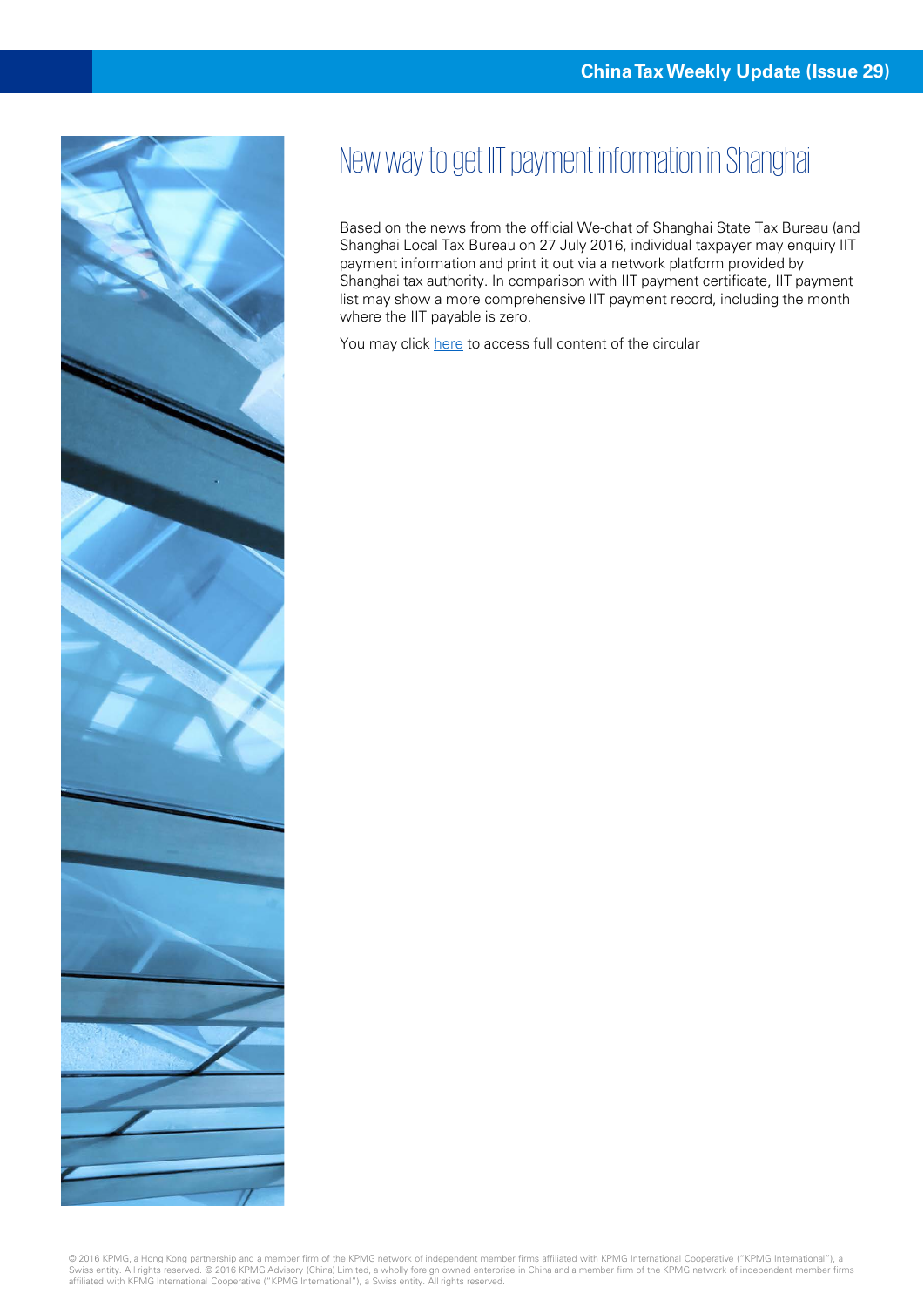# New way to get IIT payment information in Shanghai

Based on the news from the official We-chat of Shanghai State Tax Bureau (and Shanghai Local Tax Bureau on 27 July 2016, individual taxpayer may enquiry IIT payment information and print it out via a network platform provided by Shanghai tax authority. In comparison with IIT payment certificate, IIT payment list may show a more comprehensive IIT payment record, including the month where the IIT payable is zero.

You may click here to access full content of the circular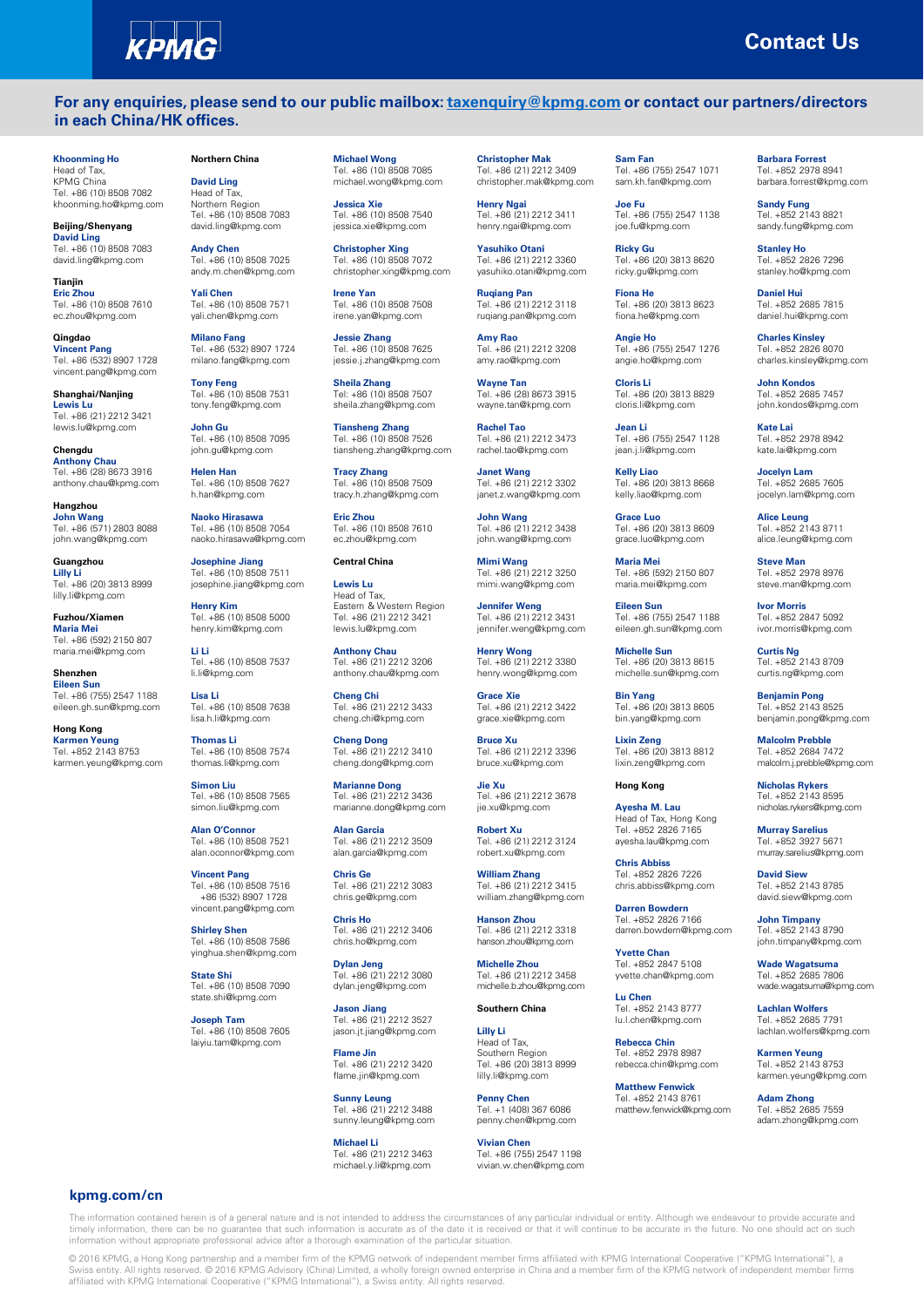# Contact Us

**For any enquiries, please send to our public mailbox: taxenquiry@kpmg.com or contact our partners/directors in each China/HK offices.**

**Khoonming Ho**
Head of Tax,
KPMG China
Tel. +86 (10) 8508 7082
khoonming.ho@kpmg.com

**Beijing/Shenyang**
**David Ling**
Tel. +86 (10) 8508 7083
david.ling@kpmg.com

**Tianjin**
**Eric Zhou**
Tel. +86 (10) 8508 7610
ec.zhou@kpmg.com

**Qingdao**
**Vincent Pang**
Tel. +86 (532) 8907 1728
vincent.pang@kpmg.com

**Shanghai/Nanjing**
**Lewis Lu**
Tel. +86 (21) 2212 3421
lewis.lu@kpmg.com

**Chengdu**
**Anthony Chau**
Tel. +86 (28) 8673 3916
anthony.chau@kpmg.com

**Hangzhou**
**John Wang**
Tel. +86 (571) 2803 8088
john.wang@kpmg.com

**Guangzhou**
**Lilly Li**
Tel. +86 (20) 3813 8999
lilly.li@kpmg.com

**Fuzhou/Xiamen**
**Maria Mei**
Tel. +86 (592) 2150 807
maria.mei@kpmg.com

**Shenzhen**
**Eileen Sun**
Tel. +86 (755) 2547 1188
eileen.gh.sun@kpmg.com

**Hong Kong**
**Karmen Yeung**
Tel. +852 2143 8753
karmen.yeung@kpmg.com

## Northern China

**David Ling**
Head of Tax,
Northern Region
Tel. +86 (10) 8508 7083
david.ling@kpmg.com

**Andy Chen**
Tel. +86 (10) 8508 7025
andy.m.chen@kpmg.com

**Yali Chen**
Tel. +86 (10) 8508 7571
yali.chen@kpmg.com

**Milano Fang**
Tel. +86 (532) 8907 1724
milano.fang@kpmg.com

**Tony Feng**
Tel. +86 (10) 8508 7531
tony.feng@kpmg.com

**John Gu**
Tel. +86 (10) 8508 7095
john.gu@kpmg.com

**Helen Han**
Tel. +86 (10) 8508 7627
h.han@kpmg.com

**Naoko Hirasawa**
Tel. +86 (10) 8508 7054
naoko.hirasawa@kpmg.com

**Josephine Jiang**
Tel. +86 (10) 8508 7511
josephine.jiang@kpmg.com

**Henry Kim**
Tel. +86 (10) 8508 5000
henry.kim@kpmg.com

**Li Li**
Tel. +86 (10) 8508 7537
li.li@kpmg.com

**Lisa Li**
Tel. +86 (10) 8508 7638
lisa.h.li@kpmg.com

**Thomas Li**
Tel. +86 (10) 8508 7574
thomas.li@kpmg.com

**Simon Liu**
Tel. +86 (10) 8508 7565
simon.liu@kpmg.com

**Alan O'Connor**
Tel. +86 (10) 8508 7521
alan.oconnor@kpmg.com

**Vincent Pang**
Tel. +86 (10) 8508 7516
+86 (532) 8907 1728
vincent.pang@kpmg.com

**Shirley Shen**
Tel. +86 (10) 8508 7586
yinghua.shen@kpmg.com

**State Shi**
Tel. +86 (10) 8508 7090
state.shi@kpmg.com

**Joseph Tam**
Tel. +86 (10) 8508 7605
laiyiu.tam@kpmg.com

**Michael Wong**
Tel. +86 (10) 8508 7085
michael.wong@kpmg.com

**Jessica Xie**
Tel. +86 (10) 8508 7540
jessica.xie@kpmg.com

**Christopher Xing**
Tel. +86 (10) 8508 7072
christopher.xing@kpmg.com

**Irene Yan**
Tel. +86 (10) 8508 7508
irene.yan@kpmg.com

**Jessie Zhang**
Tel. +86 (10) 8508 7625
jessie.j.zhang@kpmg.com

**Sheila Zhang**
Tel. +86 (10) 8508 7507
sheila.zhang@kpmg.com

**Tiansheng Zhang**
Tel. +86 (10) 8508 7526
tiansheng.zhang@kpmg.com

**Tracy Zhang**
Tel. +86 (10) 8508 7509
tracy.h.zhang@kpmg.com

**Eric Zhou**
Tel. +86 (10) 8508 7610
ec.zhou@kpmg.com

## Central China

**Lewis Lu**
Head of Tax,
Eastern & Western Region
Tel. +86 (21) 2212 3421
lewis.lu@kpmg.com

**Anthony Chau**
Tel. +86 (21) 2212 3206
anthony.chau@kpmg.com

**Cheng Chi**
Tel. +86 (21) 2212 3433
cheng.chi@kpmg.com

**Cheng Dong**
Tel. +86 (21) 2212 3410
cheng.dong@kpmg.com

**Marianne Dong**
Tel. +86 (21) 2212 3436
marianne.dong@kpmg.com

**Alan Garcia**
Tel. +86 (21) 2212 3509
alan.garcia@kpmg.com

**Chris Ge**
Tel. +86 (21) 2212 3083
chris.ge@kpmg.com

**Chris Ho**
Tel. +86 (21) 2212 3406
chris.ho@kpmg.com

**Dylan Jeng**
Tel. +86 (21) 2212 3080
dylan.jeng@kpmg.com

**Jason Jiang**
Tel. +86 (21) 2212 3527
jason.jt.jiang@kpmg.com

**Flame Jin**
Tel. +86 (21) 2212 3420
flame.jin@kpmg.com

**Sunny Leung**
Tel. +86 (21) 2212 3488
sunny.leung@kpmg.com

**Michael Li**
Tel. +86 (21) 2212 3463
michael.y.li@kpmg.com

**Christopher Mak**
Tel. +86 (21) 2212 3409
christopher.mak@kpmg.com

**Henry Ngai**
Tel. +86 (21) 2212 3411
henry.ngai@kpmg.com

**Yasuhiko Otani**
Tel. +86 (21) 2212 3360
yasuhiko.otani@kpmg.com

**Ruqiang Pan**
Tel. +86 (21) 2212 3118
ruqiang.pan@kpmg.com

**Amy Rao**
Tel. +86 (21) 2212 3208
amy.rao@kpmg.com

**Wayne Tan**
Tel. +86 (28) 8673 3915
wayne.tan@kpmg.com

**Rachel Tao**
Tel. +86 (21) 2212 3473
rachel.tao@kpmg.com

**Janet Wang**
Tel. +86 (21) 2212 3302
janet.z.wang@kpmg.com

**John Wang**
Tel. +86 (21) 2212 3438
john.wang@kpmg.com

**Mimi Wang**
Tel. +86 (21) 2212 3250
mimi.wang@kpmg.com

**Jennifer Weng**
Tel. +86 (21) 2212 3431
jennifer.weng@kpmg.com

**Henry Wong**
Tel. +86 (21) 2212 3380
henry.wong@kpmg.com

**Grace Xie**
Tel. +86 (21) 2212 3422
grace.xie@kpmg.com

**Bruce Xu**
Tel. +86 (21) 2212 3396
bruce.xu@kpmg.com

**Jie Xu**
Tel. +86 (21) 2212 3678
jie.xu@kpmg.com

**Robert Xu**
Tel. +86 (21) 2212 3124
robert.xu@kpmg.com

**William Zhang**
Tel. +86 (21) 2212 3415
william.zhang@kpmg.com

**Hanson Zhou**
Tel. +86 (21) 2212 3318
hanson.zhou@kpmg.com

**Michelle Zhou**
Tel. +86 (21) 2212 3458
michelle.b.zhou@kpmg.com

## Southern China

**Lilly Li**
Head of Tax,
Southern Region
Tel. +86 (20) 3813 8999
lilly.li@kpmg.com

**Penny Chen**
Tel. +1 (408) 367 6086
penny.chen@kpmg.com

**Vivian Chen**
Tel. +86 (755) 2547 1198
vivian.w.chen@kpmg.com

**Sam Fan**
Tel. +86 (755) 2547 1071
sam.kh.fan@kpmg.com

**Joe Fu**
Tel. +86 (755) 2547 1138
joe.fu@kpmg.com

**Ricky Gu**
Tel. +86 (20) 3813 8620
ricky.gu@kpmg.com

**Fiona He**
Tel. +86 (20) 3813 8623
fiona.he@kpmg.com

**Angie Ho**
Tel. +86 (755) 2547 1276
angie.ho@kpmg.com

**Cloris Li**
Tel. +86 (20) 3813 8829
cloris.li@kpmg.com

**Jean Li**
Tel. +86 (755) 2547 1128
jean.j.li@kpmg.com

**Kelly Liao**
Tel. +86 (20) 3813 8668
kelly.liao@kpmg.com

**Grace Luo**
Tel. +86 (20) 3813 8609
grace.luo@kpmg.com

**Maria Mei**
Tel. +86 (592) 2150 807
maria.mei@kpmg.com

**Eileen Sun**
Tel. +86 (755) 2547 1188
eileen.gh.sun@kpmg.com

**Michelle Sun**
Tel. +86 (20) 3813 8615
michelle.sun@kpmg.com

**Bin Yang**
Tel. +86 (20) 3813 8605
bin.yang@kpmg.com

**Lixin Zeng**
Tel. +86 (20) 3813 8812
lixin.zeng@kpmg.com

## Hong Kong

**Ayesha M. Lau**
Head of Tax, Hong Kong
Tel. +852 2826 7165
ayesha.lau@kpmg.com

**Chris Abbiss**
Tel. +852 2826 7226
chris.abbiss@kpmg.com

**Darren Bowdern**
Tel. +852 2826 7166
darren.bowdern@kpmg.com

**Yvette Chan**
Tel. +852 2847 5108
yvette.chan@kpmg.com

**Lu Chen**
Tel. +852 2143 8777
lu.l.chen@kpmg.com

**Rebecca Chin**
Tel. +852 2978 8987
rebecca.chin@kpmg.com

**Matthew Fenwick**
Tel. +852 2143 8761
matthew.fenwick@kpmg.com

**Barbara Forrest**
Tel. +852 2978 8941
barbara.forrest@kpmg.com

**Sandy Fung**
Tel. +852 2143 8821
sandy.fung@kpmg.com

**Stanley Ho**
Tel. +852 2826 7296
stanley.ho@kpmg.com

**Daniel Hui**
Tel. +852 2685 7815
daniel.hui@kpmg.com

**Charles Kinsley**
Tel. +852 2826 8070
charles.kinsley@kpmg.com

**John Kondos**
Tel. +852 2685 7457
john.kondos@kpmg.com

**Kate Lai**
Tel. +852 2978 8942
kate.lai@kpmg.com

**Jocelyn Lam**
Tel. +852 2685 7605
jocelyn.lam@kpmg.com

**Alice Leung**
Tel. +852 2143 8711
alice.leung@kpmg.com

**Steve Man**
Tel. +852 2978 8976
steve.man@kpmg.com

**Ivor Morris**
Tel. +852 2847 5092
ivor.morris@kpmg.com

**Curtis Ng**
Tel. +852 2143 8709
curtis.ng@kpmg.com

**Benjamin Pong**
Tel. +852 2143 8525
benjamin.pong@kpmg.com

**Malcolm Prebble**
Tel. +852 2684 7472
malcolm.j.prebble@kpmg.com

**Nicholas Rykers**
Tel. +852 2143 8595
nicholas.rykers@kpmg.com

**Murray Sarelius**
Tel. +852 3927 5671
murray.sarelius@kpmg.com

**David Siew**
Tel. +852 2143 8785
david.siew@kpmg.com

**John Timpany**
Tel. +852 2143 8790
john.timpany@kpmg.com

**Wade Wagatsuma**
Tel. +852 2685 7806
wade.wagatsuma@kpmg.com

**Lachlan Wolfers**
Tel. +852 2685 7791
lachlan.wolfers@kpmg.com

**Karmen Yeung**
Tel. +852 2143 8753
karmen.yeung@kpmg.com

**Adam Zhong**
Tel. +852 2685 7559
adam.zhong@kpmg.com

**kpmg.com/cn**

The information contained herein is of a general nature and is not intended to address the circumstances of any particular individual or entity. Although we endeavour to provide accurate and timely information, there can be no guarantee that such information is accurate as of the date it is received or that it will continue to be accurate in the future. No one should act on such information without appropriate professional advice after a thorough examination of the particular situation.

© 2016 KPMG, a Hong Kong partnership and a member firm of the KPMG network of independent member firms affiliated with KPMG International Cooperative ("KPMG International"), a Swiss entity. All rights reserved. © 2016 KPMG Advisory (China) Limited, a wholly foreign owned enterprise in China and a member firm of the KPMG network of independent member firms affiliated with KPMG International Cooperative ("KPMG International"), a Swiss entity. All rights reserved.